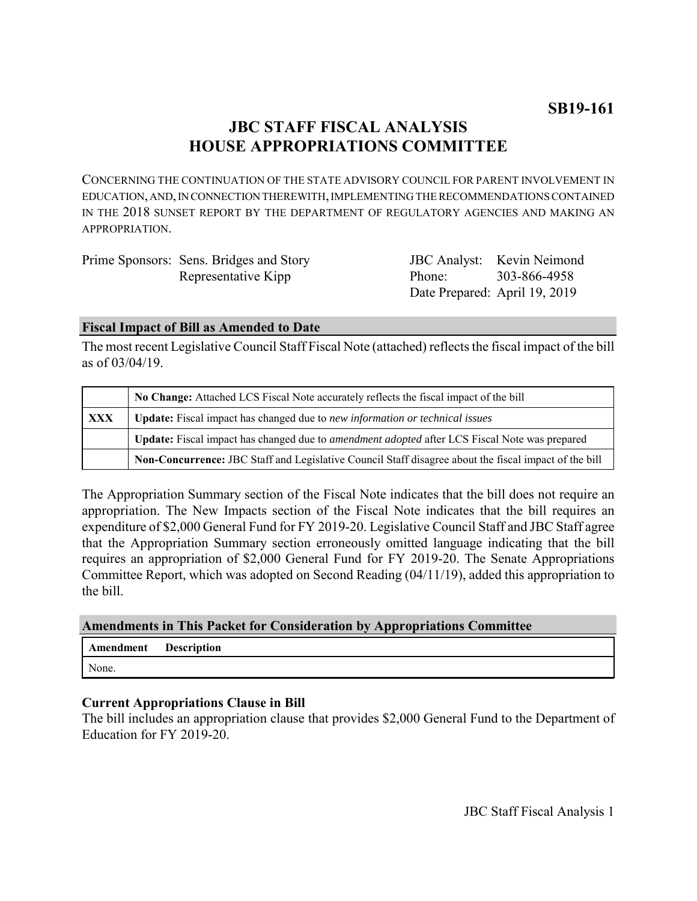**SB19-161**

# JBC STAFF FISCAL ANALYSIS
# HOUSE APPROPRIATIONS COMMITTEE

CONCERNING THE CONTINUATION OF THE STATE ADVISORY COUNCIL FOR PARENT INVOLVEMENT IN EDUCATION, AND, IN CONNECTION THEREWITH, IMPLEMENTING THE RECOMMENDATIONS CONTAINED IN THE 2018 SUNSET REPORT BY THE DEPARTMENT OF REGULATORY AGENCIES AND MAKING AN APPROPRIATION.

| | | | |
|---|---|---|---|
| Prime Sponsors: | Sens. Bridges and Story<br>Representative Kipp | JBC Analyst:<br>Phone:<br>Date Prepared: | Kevin Neimond<br>303-866-4958<br>April 19, 2019 |

## Fiscal Impact of Bill as Amended to Date

The most recent Legislative Council Staff Fiscal Note (attached) reflects the fiscal impact of the bill as of 03/04/19.

| | |
|---|---|
| | **No Change:** Attached LCS Fiscal Note accurately reflects the fiscal impact of the bill |
| **XXX** | **Update:** Fiscal impact has changed due to *new information or technical issues* |
| | **Update:** Fiscal impact has changed due to *amendment adopted* after LCS Fiscal Note was prepared |
| | **Non-Concurrence:** JBC Staff and Legislative Council Staff disagree about the fiscal impact of the bill |

The Appropriation Summary section of the Fiscal Note indicates that the bill does not require an appropriation. The New Impacts section of the Fiscal Note indicates that the bill requires an expenditure of $2,000 General Fund for FY 2019-20. Legislative Council Staff and JBC Staff agree that the Appropriation Summary section erroneously omitted language indicating that the bill requires an appropriation of $2,000 General Fund for FY 2019-20. The Senate Appropriations Committee Report, which was adopted on Second Reading (04/11/19), added this appropriation to the bill.

## Amendments in This Packet for Consideration by Appropriations Committee

| Amendment | Description |
|---|---|
| None. | |

### Current Appropriations Clause in Bill

The bill includes an appropriation clause that provides $2,000 General Fund to the Department of Education for FY 2019-20.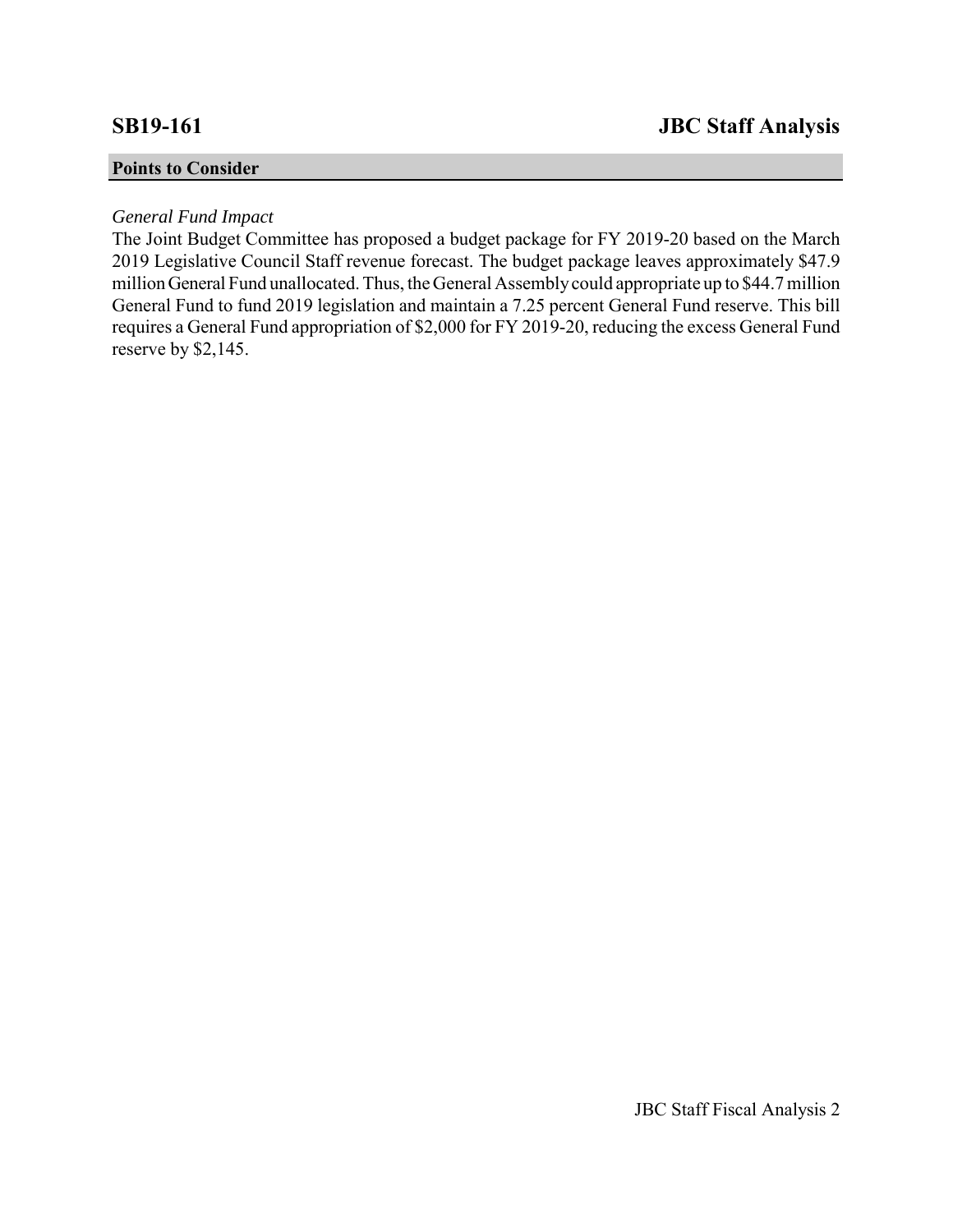## Points to Consider

*General Fund Impact*

The Joint Budget Committee has proposed a budget package for FY 2019-20 based on the March 2019 Legislative Council Staff revenue forecast. The budget package leaves approximately $47.9 million General Fund unallocated. Thus, the General Assembly could appropriate up to $44.7 million General Fund to fund 2019 legislation and maintain a 7.25 percent General Fund reserve. This bill requires a General Fund appropriation of $2,000 for FY 2019-20, reducing the excess General Fund reserve by $2,145.